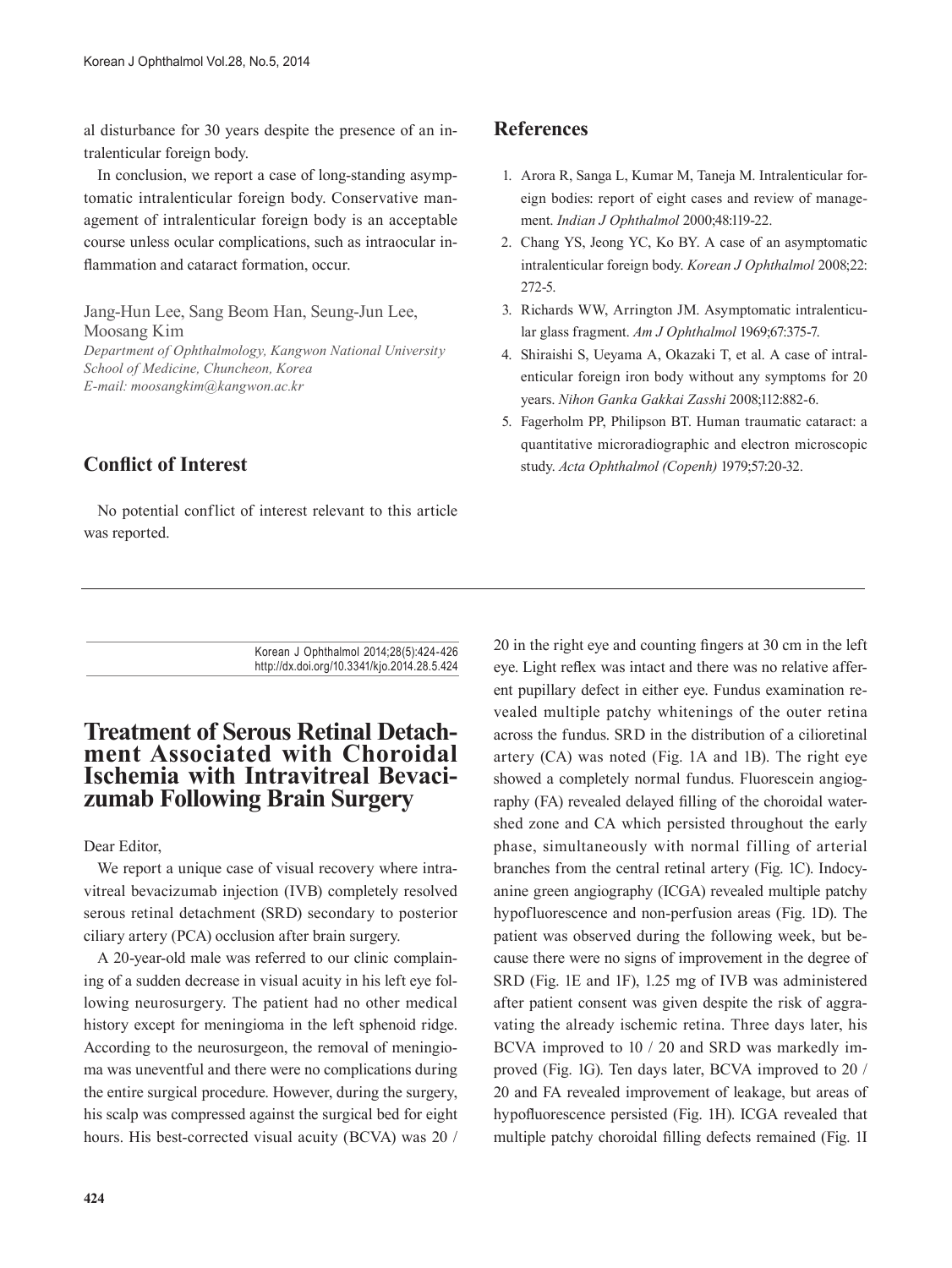al disturbance for 30 years despite the presence of an intralenticular foreign body.

In conclusion, we report a case of long-standing asymptomatic intralenticular foreign body. Conservative management of intralenticular foreign body is an acceptable course unless ocular complications, such as intraocular inflammation and cataract formation, occur.

Jang-Hun Lee, Sang Beom Han, Seung-Jun Lee, Moosang Kim
*Department of Ophthalmology, Kangwon National University School of Medicine, Chuncheon, Korea*
*E-mail: moosangkim@kangwon.ac.kr*

## Conflict of Interest

No potential conflict of interest relevant to this article was reported.

## References

1. Arora R, Sanga L, Kumar M, Taneja M. Intralenticular foreign bodies: report of eight cases and review of management. *Indian J Ophthalmol* 2000;48:119-22.
2. Chang YS, Jeong YC, Ko BY. A case of an asymptomatic intralenticular foreign body. *Korean J Ophthalmol* 2008;22:272-5.
3. Richards WW, Arrington JM. Asymptomatic intralenticular glass fragment. *Am J Ophthalmol* 1969;67:375-7.
4. Shiraishi S, Ueyama A, Okazaki T, et al. A case of intralenticular foreign iron body without any symptoms for 20 years. *Nihon Ganka Gakkai Zasshi* 2008;112:882-6.
5. Fagerholm PP, Philipson BT. Human traumatic cataract: a quantitative microradiographic and electron microscopic study. *Acta Ophthalmol (Copenh)* 1979;57:20-32.

---

Korean J Ophthalmol 2014;28(5):424-426
http://dx.doi.org/10.3341/kjo.2014.28.5.424

# Treatment of Serous Retinal Detachment Associated with Choroidal Ischemia with Intravitreal Bevacizumab Following Brain Surgery

Dear Editor,

We report a unique case of visual recovery where intravitreal bevacizumab injection (IVB) completely resolved serous retinal detachment (SRD) secondary to posterior ciliary artery (PCA) occlusion after brain surgery.

A 20-year-old male was referred to our clinic complaining of a sudden decrease in visual acuity in his left eye following neurosurgery. The patient had no other medical history except for meningioma in the left sphenoid ridge. According to the neurosurgeon, the removal of meningioma was uneventful and there were no complications during the entire surgical procedure. However, during the surgery, his scalp was compressed against the surgical bed for eight hours. His best-corrected visual acuity (BCVA) was 20 / 20 in the right eye and counting fingers at 30 cm in the left eye. Light reflex was intact and there was no relative afferent pupillary defect in either eye. Fundus examination revealed multiple patchy whitenings of the outer retina across the fundus. SRD in the distribution of a cilioretinal artery (CA) was noted (Fig. 1A and 1B). The right eye showed a completely normal fundus. Fluorescein angiography (FA) revealed delayed filling of the choroidal watershed zone and CA which persisted throughout the early phase, simultaneously with normal filling of arterial branches from the central retinal artery (Fig. 1C). Indocyanine green angiography (ICGA) revealed multiple patchy hypofluorescence and non-perfusion areas (Fig. 1D). The patient was observed during the following week, but because there were no signs of improvement in the degree of SRD (Fig. 1E and 1F), 1.25 mg of IVB was administered after patient consent was given despite the risk of aggravating the already ischemic retina. Three days later, his BCVA improved to 10 / 20 and SRD was markedly improved (Fig. 1G). Ten days later, BCVA improved to 20 / 20 and FA revealed improvement of leakage, but areas of hypofluorescence persisted (Fig. 1H). ICGA revealed that multiple patchy choroidal filling defects remained (Fig. 1I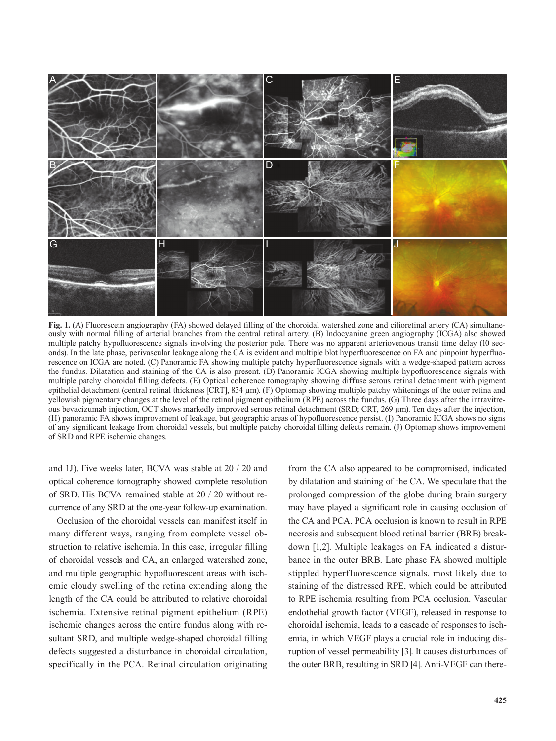**Fig. 1.** (A) Fluorescein angiography (FA) showed delayed filling of the choroidal watershed zone and cilioretinal artery (CA) simultaneously with normal filling of arterial branches from the central retinal artery. (B) Indocyanine green angiography (ICGA) also showed multiple patchy hypofluorescence signals involving the posterior pole. There was no apparent arteriovenous transit time delay (10 seconds). In the late phase, perivascular leakage along the CA is evident and multiple blot hyperfluorescence on FA and pinpoint hyperfluorescence on ICGA are noted. (C) Panoramic FA showing multiple patchy hyperfluorescence signals with a wedge-shaped pattern across the fundus. Dilatation and staining of the CA is also present. (D) Panoramic ICGA showing multiple hypofluorescence signals with multiple patchy choroidal filling defects. (E) Optical coherence tomography showing diffuse serous retinal detachment with pigment epithelial detachment (central retinal thickness [CRT], 834 μm). (F) Optomap showing multiple patchy whitenings of the outer retina and yellowish pigmentary changes at the level of the retinal pigment epithelium (RPE) across the fundus. (G) Three days after the intravitreous bevacizumab injection, OCT shows markedly improved serous retinal detachment (SRD; CRT, 269 μm). Ten days after the injection, (H) panoramic FA shows improvement of leakage, but geographic areas of hypofluorescence persist. (I) Panoramic ICGA shows no signs of any significant leakage from choroidal vessels, but multiple patchy choroidal filling defects remain. (J) Optomap shows improvement of SRD and RPE ischemic changes.

and 1J). Five weeks later, BCVA was stable at 20 / 20 and optical coherence tomography showed complete resolution of SRD. His BCVA remained stable at 20 / 20 without recurrence of any SRD at the one-year follow-up examination.

Occlusion of the choroidal vessels can manifest itself in many different ways, ranging from complete vessel obstruction to relative ischemia. In this case, irregular filling of choroidal vessels and CA, an enlarged watershed zone, and multiple geographic hypofluorescent areas with ischemic cloudy swelling of the retina extending along the length of the CA could be attributed to relative choroidal ischemia. Extensive retinal pigment epithelium (RPE) ischemic changes across the entire fundus along with resultant SRD, and multiple wedge-shaped choroidal filling defects suggested a disturbance in choroidal circulation, specifically in the PCA. Retinal circulation originating from the CA also appeared to be compromised, indicated by dilatation and staining of the CA. We speculate that the prolonged compression of the globe during brain surgery may have played a significant role in causing occlusion of the CA and PCA. PCA occlusion is known to result in RPE necrosis and subsequent blood retinal barrier (BRB) breakdown [1,2]. Multiple leakages on FA indicated a disturbance in the outer BRB. Late phase FA showed multiple stippled hyperfluorescence signals, most likely due to staining of the distressed RPE, which could be attributed to RPE ischemia resulting from PCA occlusion. Vascular endothelial growth factor (VEGF), released in response to choroidal ischemia, leads to a cascade of responses to ischemia, in which VEGF plays a crucial role in inducing disruption of vessel permeability [3]. It causes disturbances of the outer BRB, resulting in SRD [4]. Anti-VEGF can there-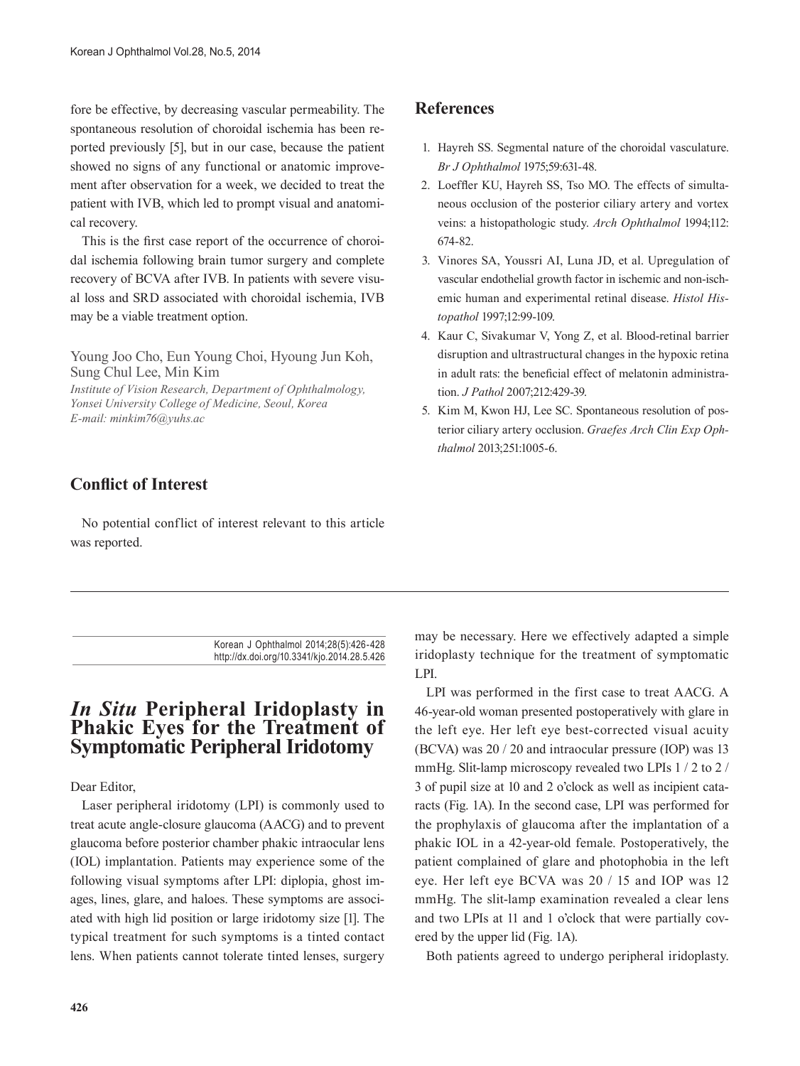fore be effective, by decreasing vascular permeability. The spontaneous resolution of choroidal ischemia has been reported previously [5], but in our case, because the patient showed no signs of any functional or anatomic improvement after observation for a week, we decided to treat the patient with IVB, which led to prompt visual and anatomical recovery.

This is the first case report of the occurrence of choroidal ischemia following brain tumor surgery and complete recovery of BCVA after IVB. In patients with severe visual loss and SRD associated with choroidal ischemia, IVB may be a viable treatment option.

Young Joo Cho, Eun Young Choi, Hyoung Jun Koh, Sung Chul Lee, Min Kim
*Institute of Vision Research, Department of Ophthalmology, Yonsei University College of Medicine, Seoul, Korea*
*E-mail: minkim76@yuhs.ac*

## Conflict of Interest

No potential conflict of interest relevant to this article was reported.

## References

1. Hayreh SS. Segmental nature of the choroidal vasculature. *Br J Ophthalmol* 1975;59:631-48.
2. Loeffler KU, Hayreh SS, Tso MO. The effects of simultaneous occlusion of the posterior ciliary artery and vortex veins: a histopathologic study. *Arch Ophthalmol* 1994;112: 674-82.
3. Vinores SA, Youssri AI, Luna JD, et al. Upregulation of vascular endothelial growth factor in ischemic and non-ischemic human and experimental retinal disease. *Histol Histopathol* 1997;12:99-109.
4. Kaur C, Sivakumar V, Yong Z, et al. Blood-retinal barrier disruption and ultrastructural changes in the hypoxic retina in adult rats: the beneficial effect of melatonin administration. *J Pathol* 2007;212:429-39.
5. Kim M, Kwon HJ, Lee SC. Spontaneous resolution of posterior ciliary artery occlusion. *Graefes Arch Clin Exp Ophthalmol* 2013;251:1005-6.

---

Korean J Ophthalmol 2014;28(5):426-428
http://dx.doi.org/10.3341/kjo.2014.28.5.426

# *In Situ* Peripheral Iridoplasty in Phakic Eyes for the Treatment of Symptomatic Peripheral Iridotomy

Dear Editor,

Laser peripheral iridotomy (LPI) is commonly used to treat acute angle-closure glaucoma (AACG) and to prevent glaucoma before posterior chamber phakic intraocular lens (IOL) implantation. Patients may experience some of the following visual symptoms after LPI: diplopia, ghost images, lines, glare, and haloes. These symptoms are associated with high lid position or large iridotomy size [1]. The typical treatment for such symptoms is a tinted contact lens. When patients cannot tolerate tinted lenses, surgery may be necessary. Here we effectively adapted a simple iridoplasty technique for the treatment of symptomatic LPI.

LPI was performed in the first case to treat AACG. A 46-year-old woman presented postoperatively with glare in the left eye. Her left eye best-corrected visual acuity (BCVA) was 20 / 20 and intraocular pressure (IOP) was 13 mmHg. Slit-lamp microscopy revealed two LPIs 1 / 2 to 2 / 3 of pupil size at 10 and 2 o'clock as well as incipient cataracts (Fig. 1A). In the second case, LPI was performed for the prophylaxis of glaucoma after the implantation of a phakic IOL in a 42-year-old female. Postoperatively, the patient complained of glare and photophobia in the left eye. Her left eye BCVA was 20 / 15 and IOP was 12 mmHg. The slit-lamp examination revealed a clear lens and two LPIs at 11 and 1 o'clock that were partially covered by the upper lid (Fig. 1A).

Both patients agreed to undergo peripheral iridoplasty.